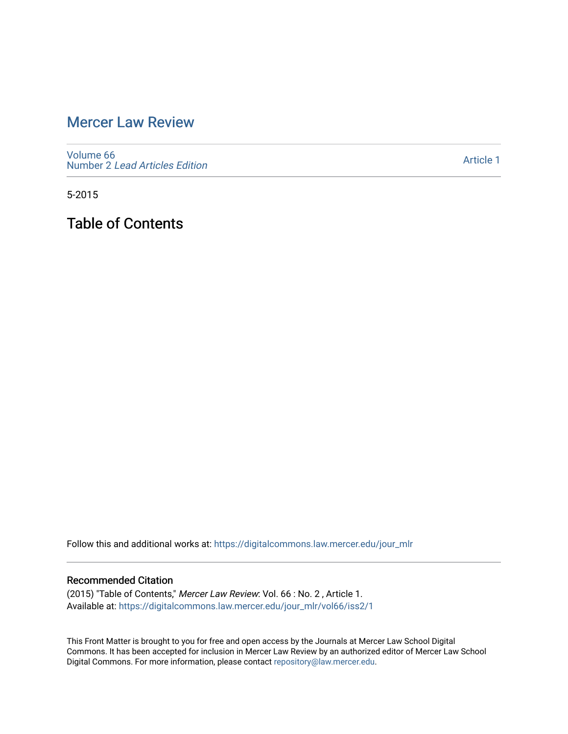# Mercer Law Review

Volume 66
Number 2 *Lead Articles Edition*

Article 1

5-2015

## Table of Contents

Follow this and additional works at: https://digitalcommons.law.mercer.edu/jour_mlr

### Recommended Citation

(2015) "Table of Contents," *Mercer Law Review*: Vol. 66 : No. 2 , Article 1.
Available at: https://digitalcommons.law.mercer.edu/jour_mlr/vol66/iss2/1

This Front Matter is brought to you for free and open access by the Journals at Mercer Law School Digital Commons. It has been accepted for inclusion in Mercer Law Review by an authorized editor of Mercer Law School Digital Commons. For more information, please contact repository@law.mercer.edu.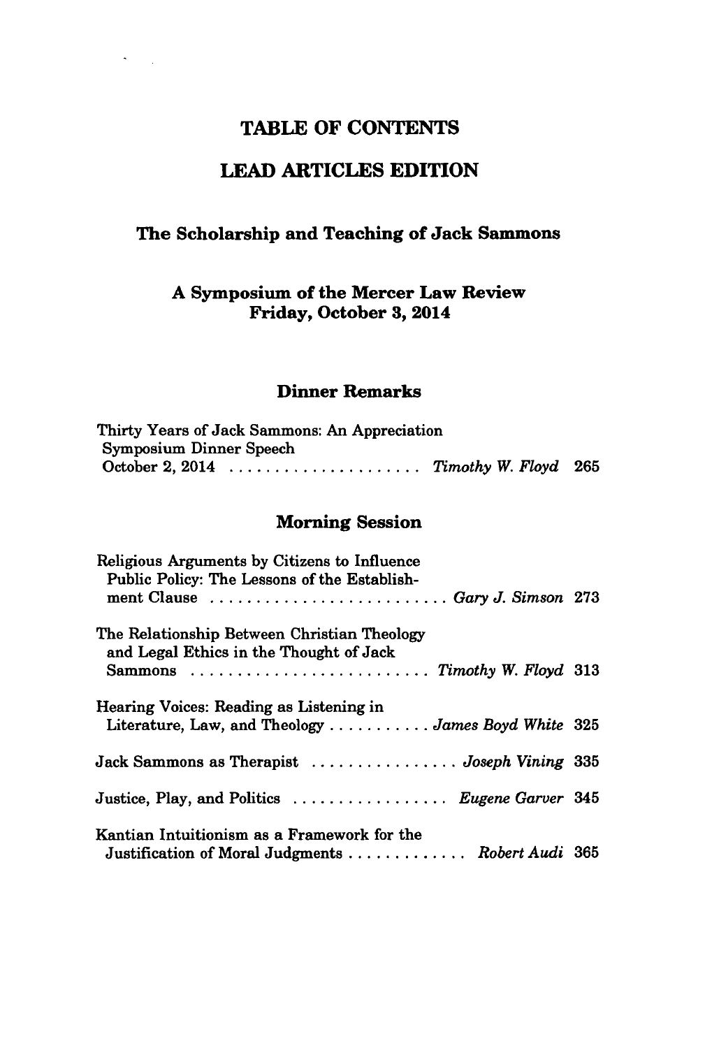# TABLE OF CONTENTS

# LEAD ARTICLES EDITION

## The Scholarship and Teaching of Jack Sammons

### A Symposium of the Mercer Law Review
### Friday, October 3, 2014

## Dinner Remarks

Thirty Years of Jack Sammons: An Appreciation
Symposium Dinner Speech
October 2, 2014 .................... *Timothy W. Floyd* 265

## Morning Session

Religious Arguments by Citizens to Influence Public Policy: The Lessons of the Establishment Clause .......................... *Gary J. Simson* 273

The Relationship Between Christian Theology and Legal Ethics in the Thought of Jack Sammons .......................... *Timothy W. Floyd* 313

Hearing Voices: Reading as Listening in Literature, Law, and Theology ........... *James Boyd White* 325

Jack Sammons as Therapist ................ *Joseph Vining* 335

Justice, Play, and Politics ................. *Eugene Garver* 345

Kantian Intuitionism as a Framework for the Justification of Moral Judgments ............. *Robert Audi* 365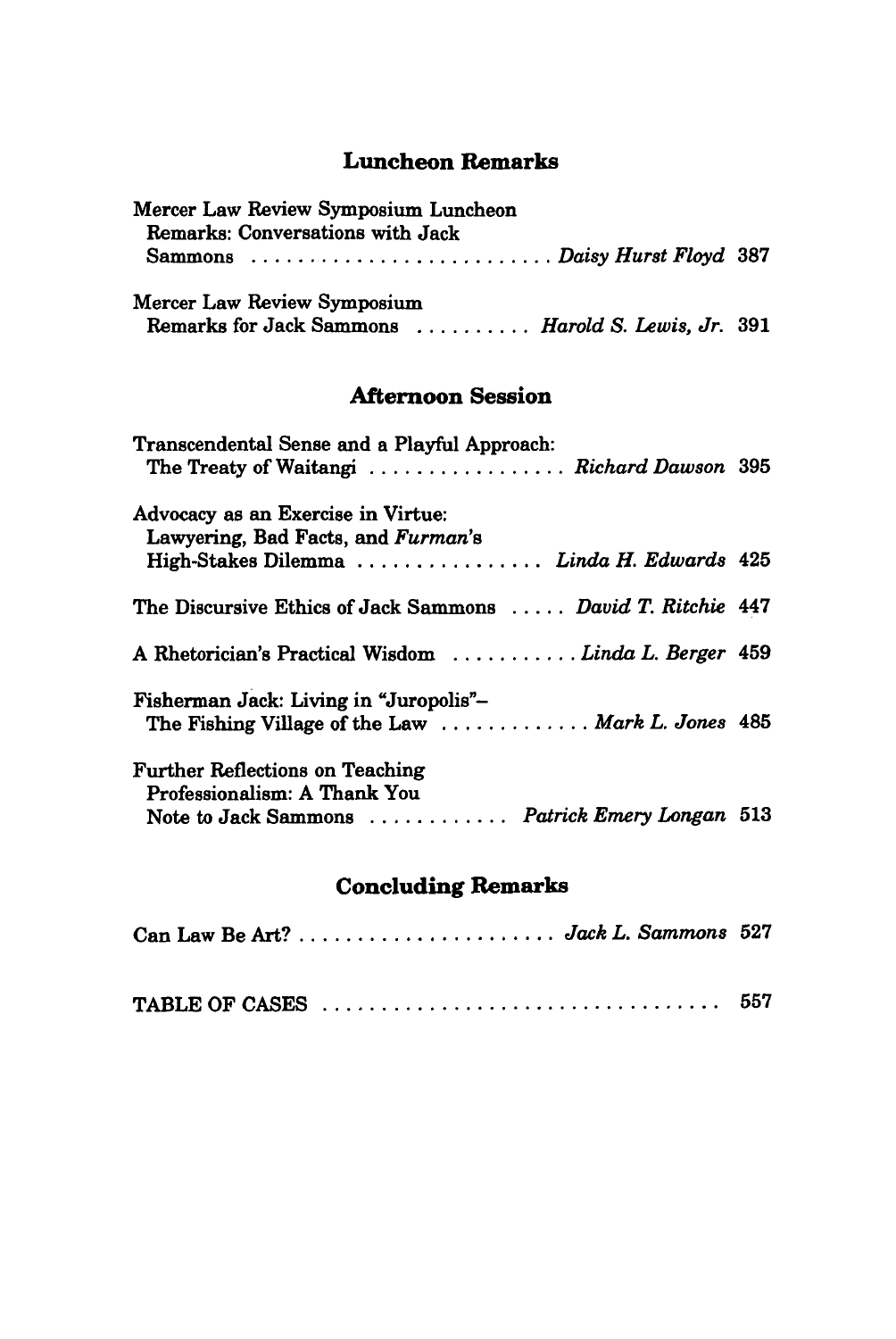## Luncheon Remarks

Mercer Law Review Symposium Luncheon Remarks: Conversations with Jack Sammons . . . . . . . . . . . . . . . . . . . . . . . . . *Daisy Hurst Floyd* 387

Mercer Law Review Symposium Remarks for Jack Sammons . . . . . . . . . . *Harold S. Lewis, Jr.* 391

## Afternoon Session

Transcendental Sense and a Playful Approach: The Treaty of Waitangi . . . . . . . . . . . . . . . . . *Richard Dawson* 395

Advocacy as an Exercise in Virtue: Lawyering, Bad Facts, and *Furman*'s High-Stakes Dilemma . . . . . . . . . . . . . . . . *Linda H. Edwards* 425

The Discursive Ethics of Jack Sammons . . . . . *David T. Ritchie* 447

A Rhetorician's Practical Wisdom . . . . . . . . . . . *Linda L. Berger* 459

Fisherman Jack: Living in "Juropolis"– The Fishing Village of the Law . . . . . . . . . . . . . *Mark L. Jones* 485

Further Reflections on Teaching Professionalism: A Thank You Note to Jack Sammons . . . . . . . . . . . . *Patrick Emery Longan* 513

## Concluding Remarks

Can Law Be Art? . . . . . . . . . . . . . . . . . . . . . . *Jack L. Sammons* 527

TABLE OF CASES . . . . . . . . . . . . . . . . . . . . . . . . . . . . . . . . . 557